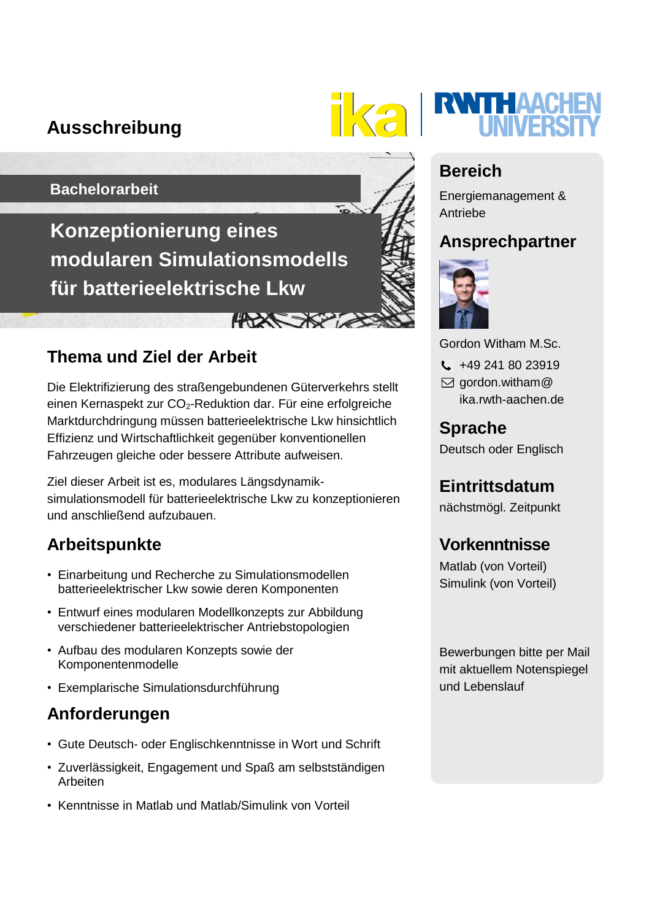# Ausschreibung

## Bachelorarbeit

# Konzeptionierung eines modularen Simulationsmodells für batterieelektrische Lkw

## Thema und Ziel der Arbeit

Die Elektrifizierung des straßengebundenen Güterverkehrs stellt einen Kernaspekt zur $CO_2$-Reduktion dar. Für eine erfolgreiche Marktdurchdringung müssen batterieelektrische Lkw hinsichtlich Effizienz und Wirtschaftlichkeit gegenüber konventionellen Fahrzeugen gleiche oder bessere Attribute aufweisen.

Ziel dieser Arbeit ist es, modulares Längsdynamik-simulationsmodell für batterieelektrische Lkw zu konzeptionieren und anschließend aufzubauen.

## Arbeitspunkte

- Einarbeitung und Recherche zu Simulationsmodellen batterieelektrischer Lkw sowie deren Komponenten
- Entwurf eines modularen Modellkonzepts zur Abbildung verschiedener batterieelektrischer Antriebstopologien
- Aufbau des modularen Konzepts sowie der Komponentenmodelle
- Exemplarische Simulationsdurchführung

## Anforderungen

- Gute Deutsch- oder Englischkenntnisse in Wort und Schrift
- Zuverlässigkeit, Engagement und Spaß am selbstständigen Arbeiten
- Kenntnisse in Matlab und Matlab/Simulink von Vorteil

## Bereich

Energiemanagement & Antriebe

## Ansprechpartner

Gordon Witham M.Sc.

+49 241 80 23919

gordon.witham@ika.rwth-aachen.de

## Sprache

Deutsch oder Englisch

## Eintrittsdatum

nächstmögl. Zeitpunkt

## Vorkenntnisse

Matlab (von Vorteil)
Simulink (von Vorteil)

Bewerbungen bitte per Mail mit aktuellem Notenspiegel und Lebenslauf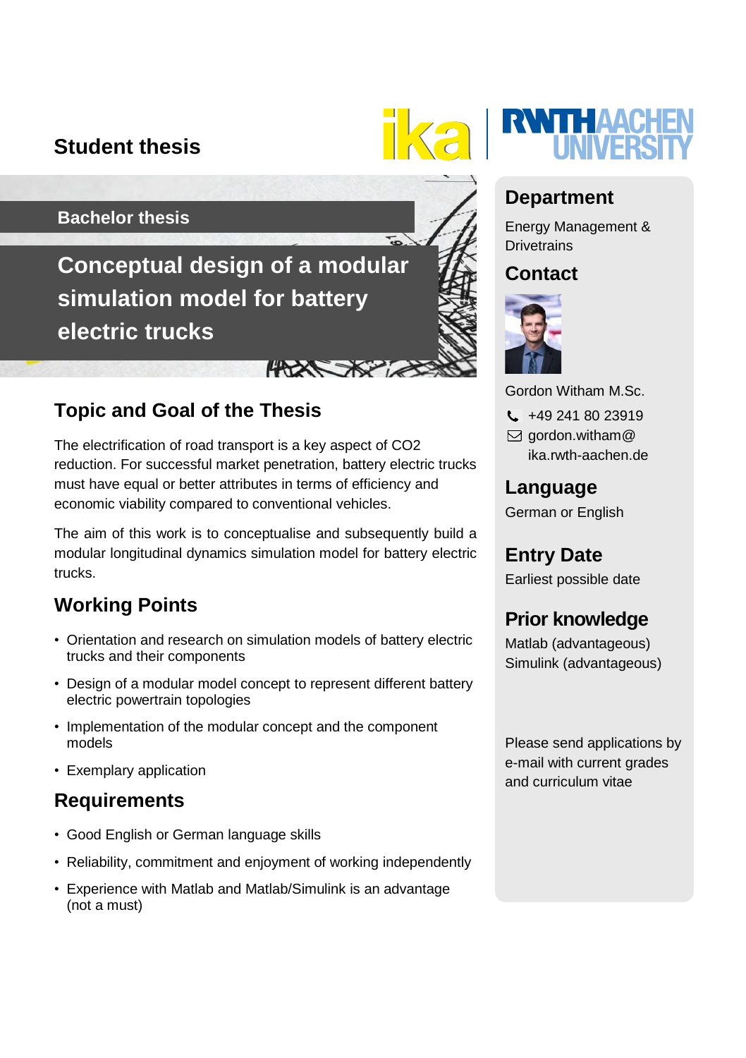**Student thesis**

## Bachelor thesis

# Conceptual design of a modular simulation model for battery electric trucks

## Topic and Goal of the Thesis

The electrification of road transport is a key aspect of $CO_2$ reduction. For successful market penetration, battery electric trucks must have equal or better attributes in terms of efficiency and economic viability compared to conventional vehicles.

The aim of this work is to conceptualise and subsequently build a modular longitudinal dynamics simulation model for battery electric trucks.

## Working Points

- Orientation and research on simulation models of battery electric trucks and their components
- Design of a modular model concept to represent different battery electric powertrain topologies
- Implementation of the modular concept and the component models
- Exemplary application

## Requirements

- Good English or German language skills
- Reliability, commitment and enjoyment of working independently
- Experience with Matlab and Matlab/Simulink is an advantage (not a must)

## Department

Energy Management & Drivetrains

## Contact

Gordon Witham M.Sc.

+49 241 80 23919

gordon.witham@ika.rwth-aachen.de

## Language

German or English

## Entry Date

Earliest possible date

## Prior knowledge

Matlab (advantageous)
Simulink (advantageous)

Please send applications by e-mail with current grades and curriculum vitae